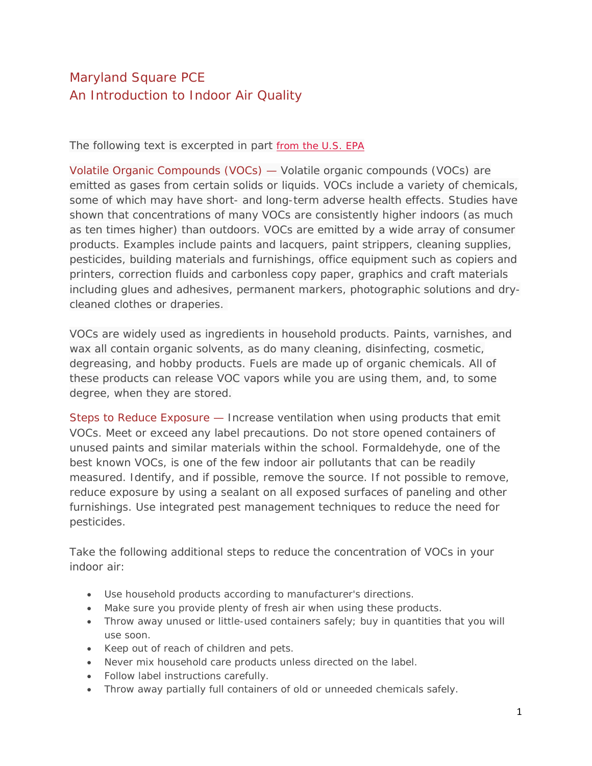# Maryland Square PCE
## An Introduction to Indoor Air Quality

The following text is excerpted in part from the U.S. EPA

**Volatile Organic Compounds (VOCs) —** Volatile organic compounds (VOCs) are emitted as gases from certain solids or liquids. VOCs include a variety of chemicals, some of which may have short- and long-term adverse health effects. Studies have shown that concentrations of many VOCs are consistently higher indoors (as much as ten times higher) than outdoors. VOCs are emitted by a wide array of consumer products. Examples include paints and lacquers, paint strippers, cleaning supplies, pesticides, building materials and furnishings, office equipment such as copiers and printers, correction fluids and carbonless copy paper, graphics and craft materials including glues and adhesives, permanent markers, photographic solutions and dry-cleaned clothes or draperies.

VOCs are widely used as ingredients in household products. Paints, varnishes, and wax all contain organic solvents, as do many cleaning, disinfecting, cosmetic, degreasing, and hobby products. Fuels are made up of organic chemicals. All of these products can release VOC vapors while you are using them, and, to some degree, when they are stored.

**Steps to Reduce Exposure —** Increase ventilation when using products that emit VOCs. Meet or exceed any label precautions. Do not store opened containers of unused paints and similar materials within the school. Formaldehyde, one of the best known VOCs, is one of the few indoor air pollutants that can be readily measured. Identify, and if possible, remove the source. If not possible to remove, reduce exposure by using a sealant on all exposed surfaces of paneling and other furnishings. Use integrated pest management techniques to reduce the need for pesticides.

Take the following additional steps to reduce the concentration of VOCs in your indoor air:

- Use household products according to manufacturer's directions.
- Make sure you provide plenty of fresh air when using these products.
- Throw away unused or little-used containers safely; buy in quantities that you will use soon.
- Keep out of reach of children and pets.
- Never mix household care products unless directed on the label.
- Follow label instructions carefully.
- Throw away partially full containers of old or unneeded chemicals safely.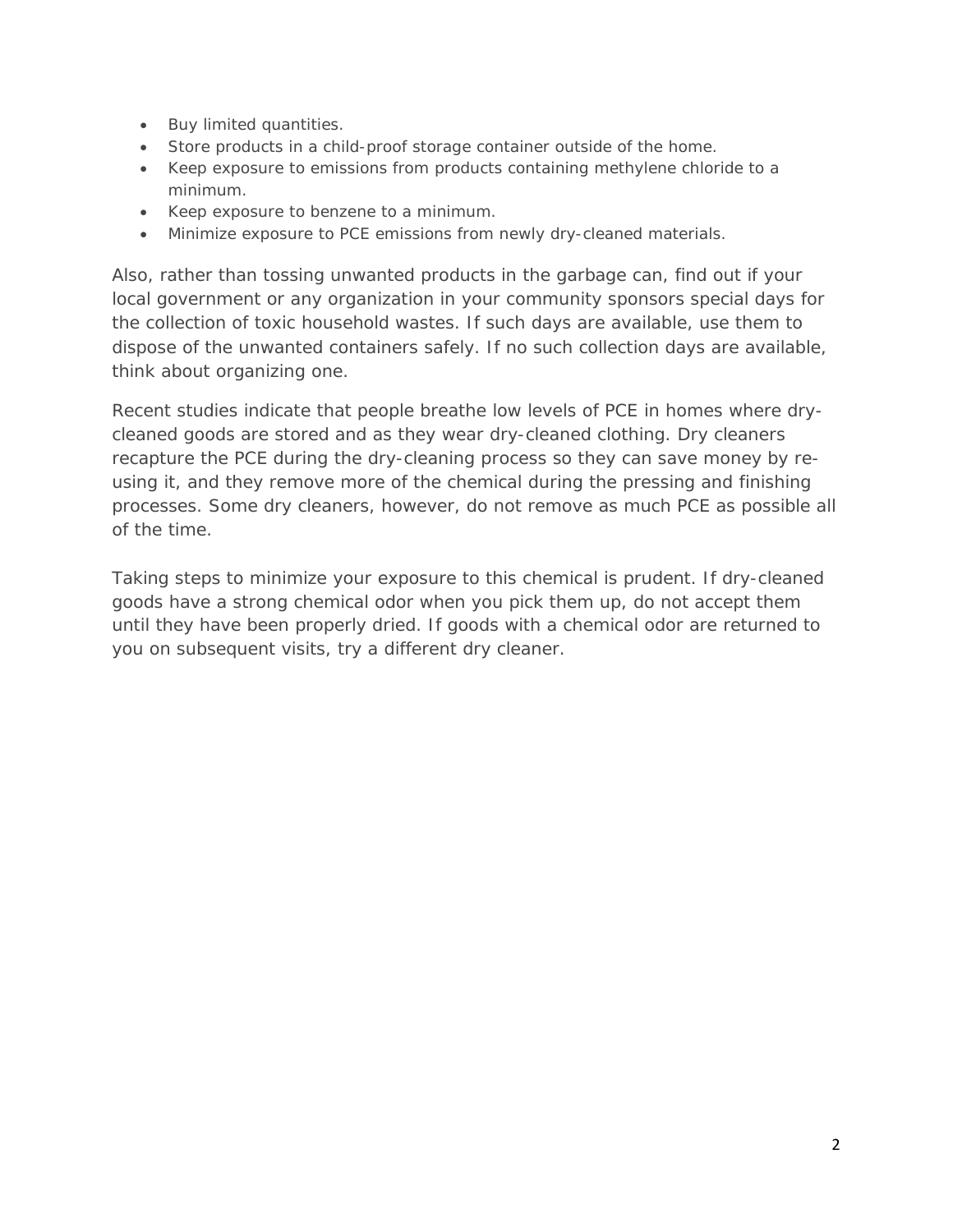- Buy limited quantities.
- Store products in a child-proof storage container outside of the home.
- Keep exposure to emissions from products containing methylene chloride to a minimum.
- Keep exposure to benzene to a minimum.
- Minimize exposure to PCE emissions from newly dry-cleaned materials.

Also, rather than tossing unwanted products in the garbage can, find out if your local government or any organization in your community sponsors special days for the collection of toxic household wastes. If such days are available, use them to dispose of the unwanted containers safely. If no such collection days are available, think about organizing one.

Recent studies indicate that people breathe low levels of PCE in homes where dry-cleaned goods are stored and as they wear dry-cleaned clothing. Dry cleaners recapture the PCE during the dry-cleaning process so they can save money by re-using it, and they remove more of the chemical during the pressing and finishing processes. Some dry cleaners, however, do not remove as much PCE as possible all of the time.

Taking steps to minimize your exposure to this chemical is prudent. If dry-cleaned goods have a strong chemical odor when you pick them up, do not accept them until they have been properly dried. If goods with a chemical odor are returned to you on subsequent visits, try a different dry cleaner.